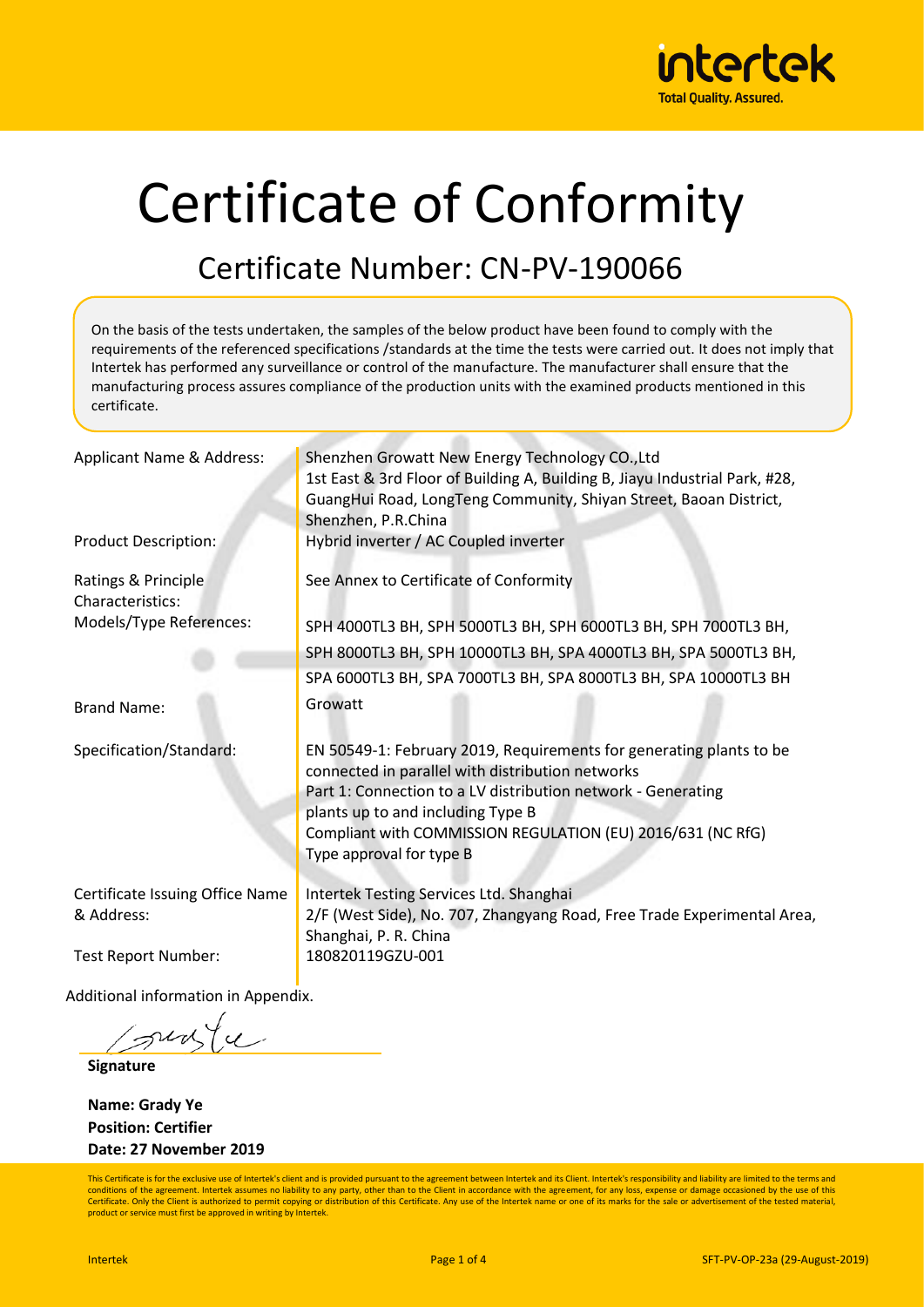# Certificate of Conformity

## Certificate Number: CN-PV-190066

On the basis of the tests undertaken, the samples of the below product have been found to comply with the requirements of the referenced specifications /standards at the time the tests were carried out. It does not imply that Intertek has performed any surveillance or control of the manufacture. The manufacturer shall ensure that the manufacturing process assures compliance of the production units with the examined products mentioned in this certificate.

| | |
|---|---|
| Applicant Name & Address: | Shenzhen Growatt New Energy Technology CO.,Ltd<br>1st East & 3rd Floor of Building A, Building B, Jiayu Industrial Park, #28, GuangHui Road, LongTeng Community, Shiyan Street, Baoan District, Shenzhen, P.R.China |
| Product Description: | Hybrid inverter / AC Coupled inverter |
| Ratings & Principle Characteristics: | See Annex to Certificate of Conformity |
| Models/Type References: | SPH 4000TL3 BH, SPH 5000TL3 BH, SPH 6000TL3 BH, SPH 7000TL3 BH, SPH 8000TL3 BH, SPH 10000TL3 BH, SPA 4000TL3 BH, SPA 5000TL3 BH, SPA 6000TL3 BH, SPA 7000TL3 BH, SPA 8000TL3 BH, SPA 10000TL3 BH |
| Brand Name: | Growatt |
| Specification/Standard: | EN 50549-1: February 2019, Requirements for generating plants to be connected in parallel with distribution networks<br>Part 1: Connection to a LV distribution network - Generating plants up to and including Type B<br>Compliant with COMMISSION REGULATION (EU) 2016/631 (NC RfG)<br>Type approval for type B |
| Certificate Issuing Office Name & Address: | Intertek Testing Services Ltd. Shanghai<br>2/F (West Side), No. 707, Zhangyang Road, Free Trade Experimental Area, Shanghai, P. R. China |
| Test Report Number: | 180820119GZU-001 |

Additional information in Appendix.

**Signature**

**Name: Grady Ye**
**Position: Certifier**
**Date: 27 November 2019**

This Certificate is for the exclusive use of Intertek's client and is provided pursuant to the agreement between Intertek and its Client. Intertek's responsibility and liability are limited to the terms and conditions of the agreement. Intertek assumes no liability to any party, other than to the Client in accordance with the agreement, for any loss, expense or damage occasioned by the use of this Certificate. Only the Client is authorized to permit copying or distribution of this Certificate. Any use of the Intertek name or one of its marks for the sale or advertisement of the tested material, product or service must first be approved in writing by Intertek.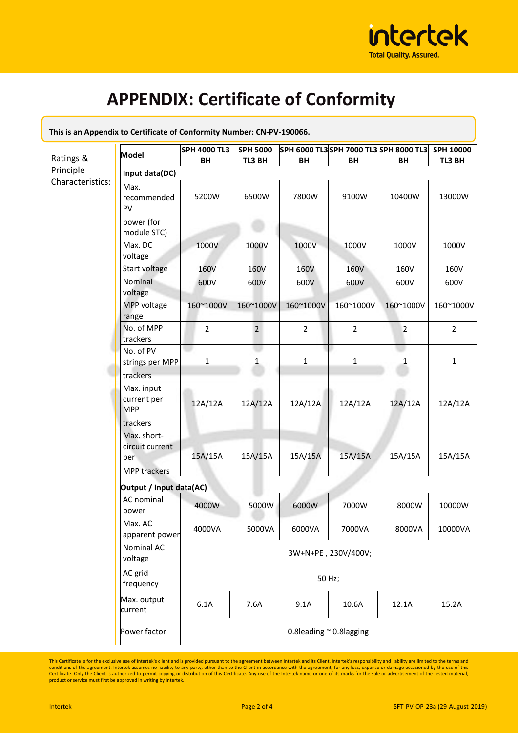# APPENDIX: Certificate of Conformity

**This is an Appendix to Certificate of Conformity Number: CN-PV-190066.**

Ratings & Principle Characteristics:

| Model | SPH 4000 TL3 BH | SPH 5000 TL3 BH | SPH 6000 TL3 BH | SPH 7000 TL3 BH | SPH 8000 TL3 BH | SPH 10000 TL3 BH |
|---|---|---|---|---|---|---|
| **Input data(DC)** | | | | | | |
| Max. recommended PV power (for module STC) | 5200W | 6500W | 7800W | 9100W | 10400W | 13000W |
| Max. DC voltage | 1000V | 1000V | 1000V | 1000V | 1000V | 1000V |
| Start voltage | 160V | 160V | 160V | 160V | 160V | 160V |
| Nominal voltage | 600V | 600V | 600V | 600V | 600V | 600V |
| MPP voltage range | 160~1000V | 160~1000V | 160~1000V | 160~1000V | 160~1000V | 160~1000V |
| No. of MPP trackers | 2 | 2 | 2 | 2 | 2 | 2 |
| No. of PV strings per MPP trackers | 1 | 1 | 1 | 1 | 1 | 1 |
| Max. input current per MPP trackers | 12A/12A | 12A/12A | 12A/12A | 12A/12A | 12A/12A | 12A/12A |
| Max. short-circuit current per MPP trackers | 15A/15A | 15A/15A | 15A/15A | 15A/15A | 15A/15A | 15A/15A |
| **Output / Input data(AC)** | | | | | | |
| AC nominal power | 4000W | 5000W | 6000W | 7000W | 8000W | 10000W |
| Max. AC apparent power | 4000VA | 5000VA | 6000VA | 7000VA | 8000VA | 10000VA |
| Nominal AC voltage | 3W+N+PE , 230V/400V; | | | | | |
| AC grid frequency | 50 Hz; | | | | | |
| Max. output current | 6.1A | 7.6A | 9.1A | 10.6A | 12.1A | 15.2A |
| Power factor | 0.8leading ~ 0.8lagging | | | | | |

This Certificate is for the exclusive use of Intertek's client and is provided pursuant to the agreement between Intertek and its Client. Intertek's responsibility and liability are limited to the terms and conditions of the agreement. Intertek assumes no liability to any party, other than to the Client in accordance with the agreement, for any loss, expense or damage occasioned by the use of this Certificate. Only the Client is authorized to permit copying or distribution of this Certificate. Any use of the Intertek name or one of its marks for the sale or advertisement of the tested material, product or service must first be approved in writing by Intertek.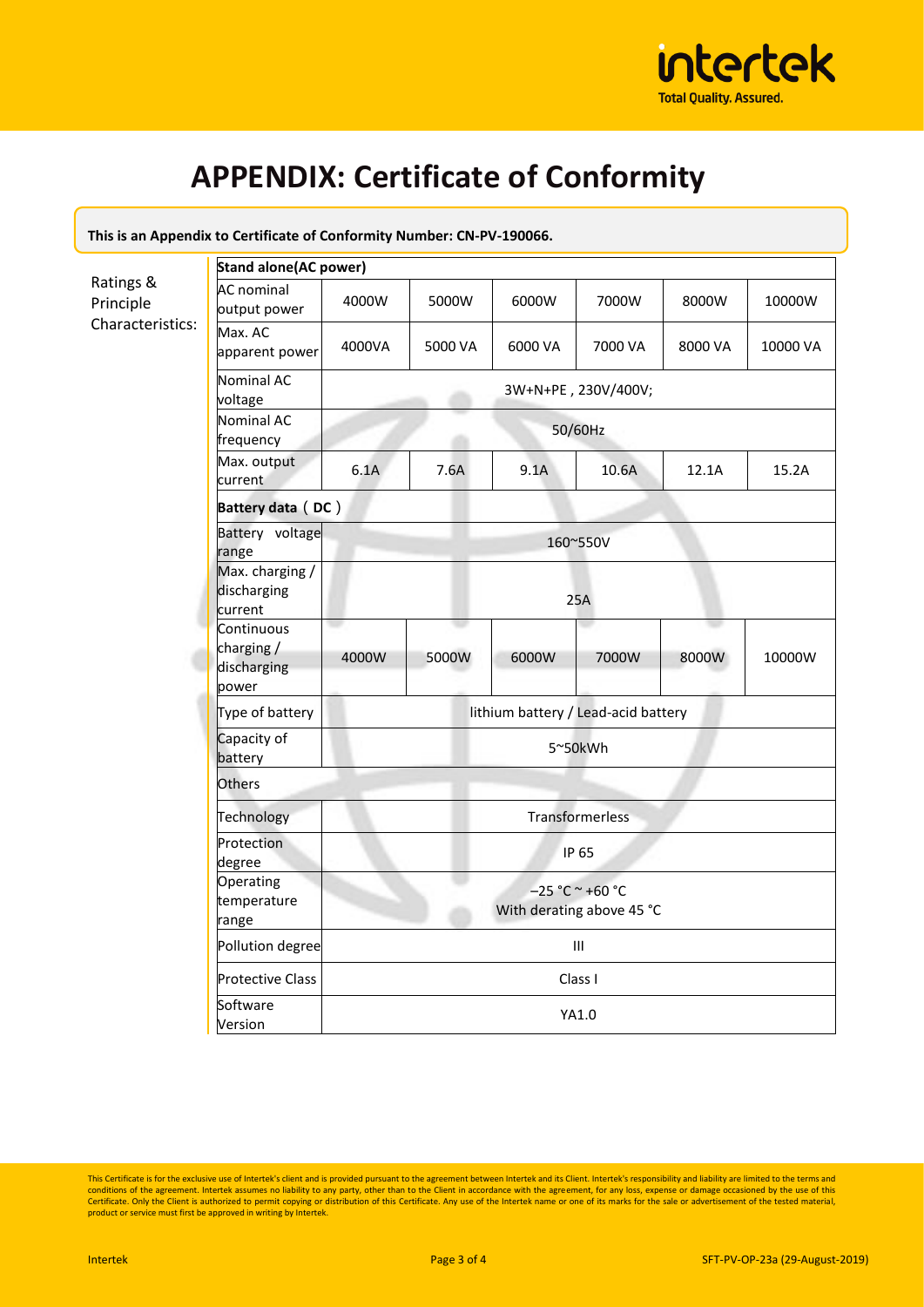# APPENDIX: Certificate of Conformity

**This is an Appendix to Certificate of Conformity Number: CN-PV-190066.**

Ratings & Principle Characteristics:

| **Stand alone(AC power)** | | | | | | |
|---|---|---|---|---|---|---|
| AC nominal output power | 4000W | 5000W | 6000W | 7000W | 8000W | 10000W |
| Max. AC apparent power | 4000VA | 5000 VA | 6000 VA | 7000 VA | 8000 VA | 10000 VA |
| Nominal AC voltage | 3W+N+PE , 230V/400V; | | | | | |
| Nominal AC frequency | 50/60Hz | | | | | |
| Max. output current | 6.1A | 7.6A | 9.1A | 10.6A | 12.1A | 15.2A |
| **Battery data（DC）** | | | | | | |
| Battery voltage range | 160~550V | | | | | |
| Max. charging / discharging current | 25A | | | | | |
| Continuous charging / discharging power | 4000W | 5000W | 6000W | 7000W | 8000W | 10000W |
| Type of battery | lithium battery / Lead-acid battery | | | | | |
| Capacity of battery | 5~50kWh | | | | | |
| Others | | | | | | |
| Technology | Transformerless | | | | | |
| Protection degree | IP 65 | | | | | |
| Operating temperature range | −25 °C ~ +60 °C With derating above 45 °C | | | | | |
| Pollution degree | III | | | | | |
| Protective Class | Class I | | | | | |
| Software Version | YA1.0 | | | | | |

This Certificate is for the exclusive use of Intertek's client and is provided pursuant to the agreement between Intertek and its Client. Intertek's responsibility and liability are limited to the terms and conditions of the agreement. Intertek assumes no liability to any party, other than to the Client in accordance with the agreement, for any loss, expense or damage occasioned by the use of this Certificate. Only the Client is authorized to permit copying or distribution of this Certificate. Any use of the Intertek name or one of its marks for the sale or advertisement of the tested material, product or service must first be approved in writing by Intertek.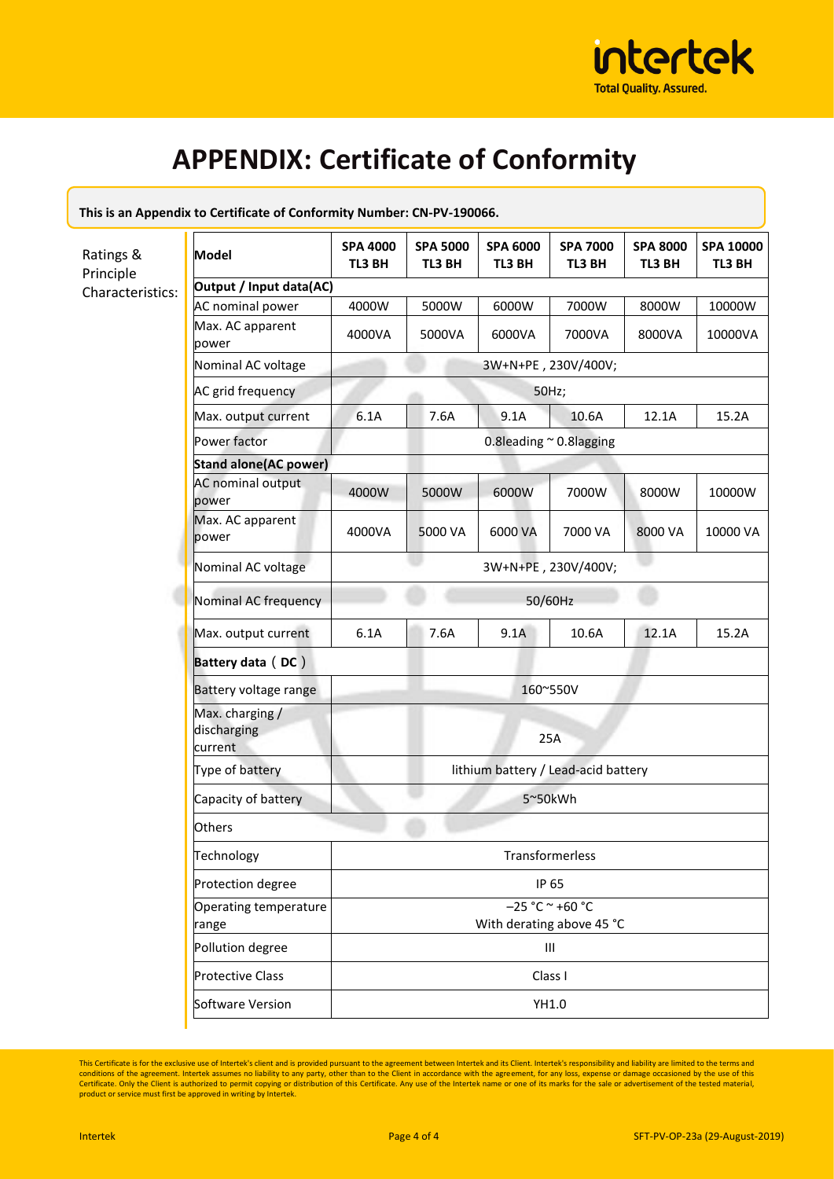# APPENDIX: Certificate of Conformity

**This is an Appendix to Certificate of Conformity Number: CN-PV-190066.**

Ratings & Principle Characteristics:

| **Model** | **SPA 4000 TL3 BH** | **SPA 5000 TL3 BH** | **SPA 6000 TL3 BH** | **SPA 7000 TL3 BH** | **SPA 8000 TL3 BH** | **SPA 10000 TL3 BH** |
|---|---|---|---|---|---|---|
| **Output / Input data(AC)** | | | | | | |
| AC nominal power | 4000W | 5000W | 6000W | 7000W | 8000W | 10000W |
| Max. AC apparent power | 4000VA | 5000VA | 6000VA | 7000VA | 8000VA | 10000VA |
| Nominal AC voltage | 3W+N+PE , 230V/400V; | | | | | |
| AC grid frequency | 50Hz; | | | | | |
| Max. output current | 6.1A | 7.6A | 9.1A | 10.6A | 12.1A | 15.2A |
| Power factor | 0.8leading ~ 0.8lagging | | | | | |
| **Stand alone(AC power)** | | | | | | |
| AC nominal output power | 4000W | 5000W | 6000W | 7000W | 8000W | 10000W |
| Max. AC apparent power | 4000VA | 5000 VA | 6000 VA | 7000 VA | 8000 VA | 10000 VA |
| Nominal AC voltage | 3W+N+PE , 230V/400V; | | | | | |
| Nominal AC frequency | 50/60Hz | | | | | |
| Max. output current | 6.1A | 7.6A | 9.1A | 10.6A | 12.1A | 15.2A |
| **Battery data（DC）** | | | | | | |
| Battery voltage range | 160~550V | | | | | |
| Max. charging / discharging current | 25A | | | | | |
| Type of battery | lithium battery / Lead-acid battery | | | | | |
| Capacity of battery | 5~50kWh | | | | | |
| Others | | | | | | |
| Technology | Transformerless | | | | | |
| Protection degree | IP 65 | | | | | |
| Operating temperature range | –25 °C ~ +60 °C<br>With derating above 45 °C | | | | | |
| Pollution degree | III | | | | | |
| Protective Class | Class I | | | | | |
| Software Version | YH1.0 | | | | | |

This Certificate is for the exclusive use of Intertek's client and is provided pursuant to the agreement between Intertek and its Client. Intertek's responsibility and liability are limited to the terms and conditions of the agreement. Intertek assumes no liability to any party, other than to the Client in accordance with the agreement, for any loss, expense or damage occasioned by the use of this Certificate. Only the Client is authorized to permit copying or distribution of this Certificate. Any use of the Intertek name or one of its marks for the sale or advertisement of the tested material, product or service must first be approved in writing by Intertek.

Intertek — SFT-PV-OP-23a (29-August-2019)